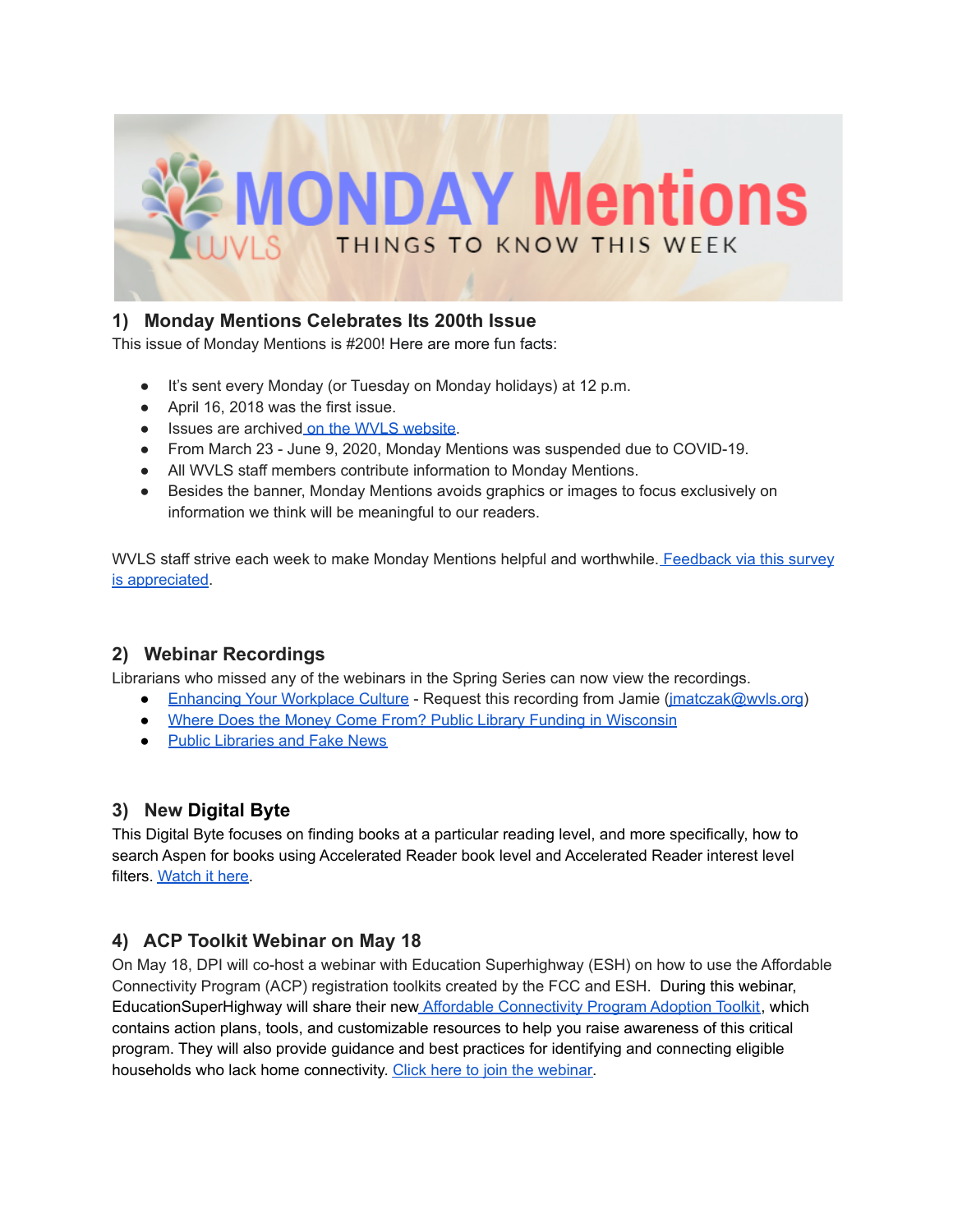# MONDAY Mentions

WVLS — THINGS TO KNOW THIS WEEK

## 1) Monday Mentions Celebrates Its 200th Issue

This issue of Monday Mentions is #200! Here are more fun facts:

- It's sent every Monday (or Tuesday on Monday holidays) at 12 p.m.
- April 16, 2018 was the first issue.
- Issues are archived on the WVLS website.
- From March 23 - June 9, 2020, Monday Mentions was suspended due to COVID-19.
- All WVLS staff members contribute information to Monday Mentions.
- Besides the banner, Monday Mentions avoids graphics or images to focus exclusively on information we think will be meaningful to our readers.

WVLS staff strive each week to make Monday Mentions helpful and worthwhile. Feedback via this survey is appreciated.

## 2) Webinar Recordings

Librarians who missed any of the webinars in the Spring Series can now view the recordings.

- Enhancing Your Workplace Culture - Request this recording from Jamie (jmatczak@wvls.org)
- Where Does the Money Come From? Public Library Funding in Wisconsin
- Public Libraries and Fake News

## 3) New Digital Byte

This Digital Byte focuses on finding books at a particular reading level, and more specifically, how to search Aspen for books using Accelerated Reader book level and Accelerated Reader interest level filters. Watch it here.

## 4) ACP Toolkit Webinar on May 18

On May 18, DPI will co-host a webinar with Education Superhighway (ESH) on how to use the Affordable Connectivity Program (ACP) registration toolkits created by the FCC and ESH. During this webinar, EducationSuperHighway will share their new Affordable Connectivity Program Adoption Toolkit, which contains action plans, tools, and customizable resources to help you raise awareness of this critical program. They will also provide guidance and best practices for identifying and connecting eligible households who lack home connectivity. Click here to join the webinar.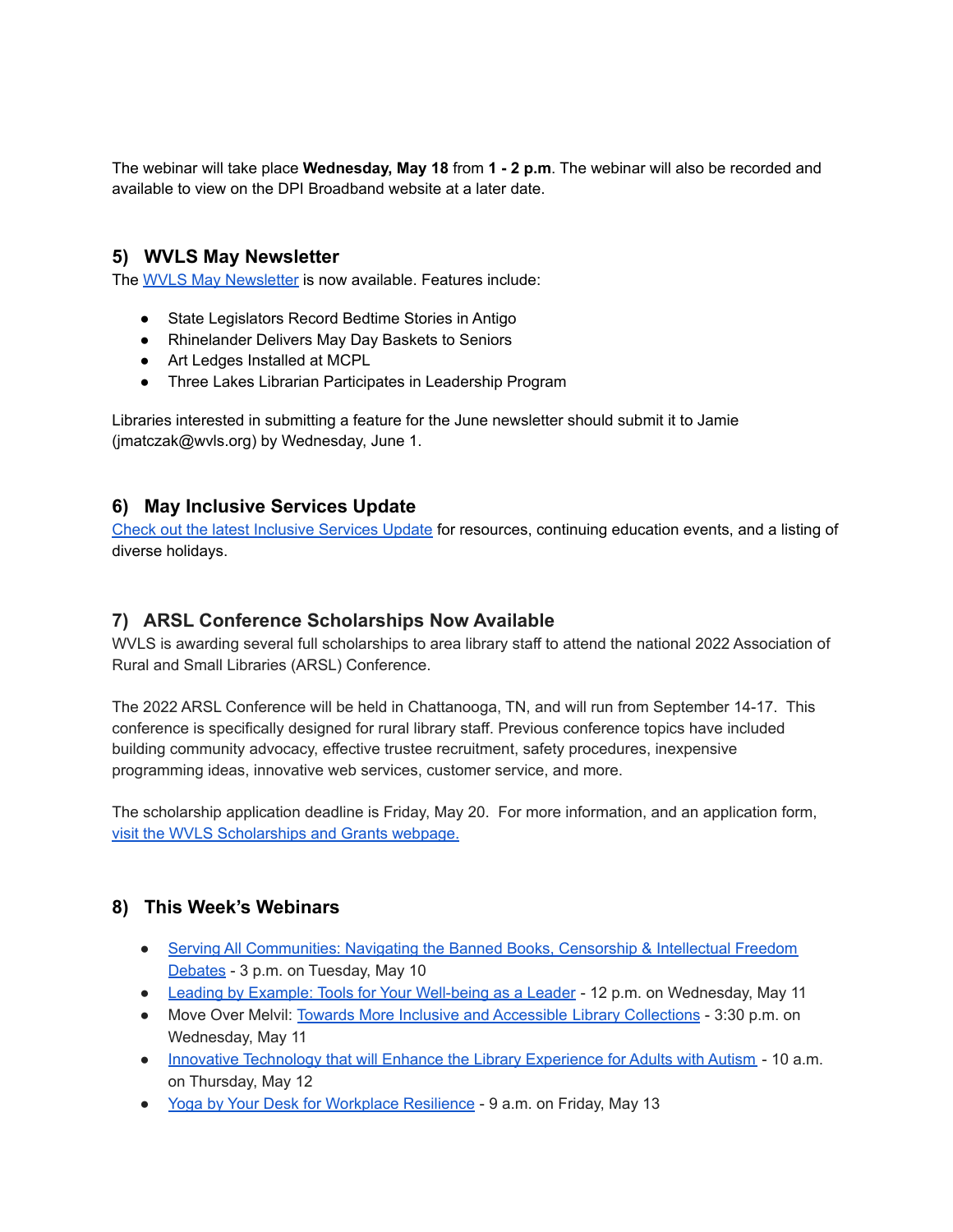The webinar will take place **Wednesday, May 18** from **1 - 2 p.m**. The webinar will also be recorded and available to view on the DPI Broadband website at a later date.

## 5) WVLS May Newsletter

The WVLS May Newsletter is now available. Features include:

- State Legislators Record Bedtime Stories in Antigo
- Rhinelander Delivers May Day Baskets to Seniors
- Art Ledges Installed at MCPL
- Three Lakes Librarian Participates in Leadership Program

Libraries interested in submitting a feature for the June newsletter should submit it to Jamie (jmatczak@wvls.org) by Wednesday, June 1.

## 6) May Inclusive Services Update

Check out the latest Inclusive Services Update for resources, continuing education events, and a listing of diverse holidays.

## 7) ARSL Conference Scholarships Now Available

WVLS is awarding several full scholarships to area library staff to attend the national 2022 Association of Rural and Small Libraries (ARSL) Conference.

The 2022 ARSL Conference will be held in Chattanooga, TN, and will run from September 14-17. This conference is specifically designed for rural library staff. Previous conference topics have included building community advocacy, effective trustee recruitment, safety procedures, inexpensive programming ideas, innovative web services, customer service, and more.

The scholarship application deadline is Friday, May 20. For more information, and an application form, visit the WVLS Scholarships and Grants webpage.

## 8) This Week's Webinars

- Serving All Communities: Navigating the Banned Books, Censorship & Intellectual Freedom Debates - 3 p.m. on Tuesday, May 10
- Leading by Example: Tools for Your Well-being as a Leader - 12 p.m. on Wednesday, May 11
- Move Over Melvil: Towards More Inclusive and Accessible Library Collections - 3:30 p.m. on Wednesday, May 11
- Innovative Technology that will Enhance the Library Experience for Adults with Autism - 10 a.m. on Thursday, May 12
- Yoga by Your Desk for Workplace Resilience - 9 a.m. on Friday, May 13